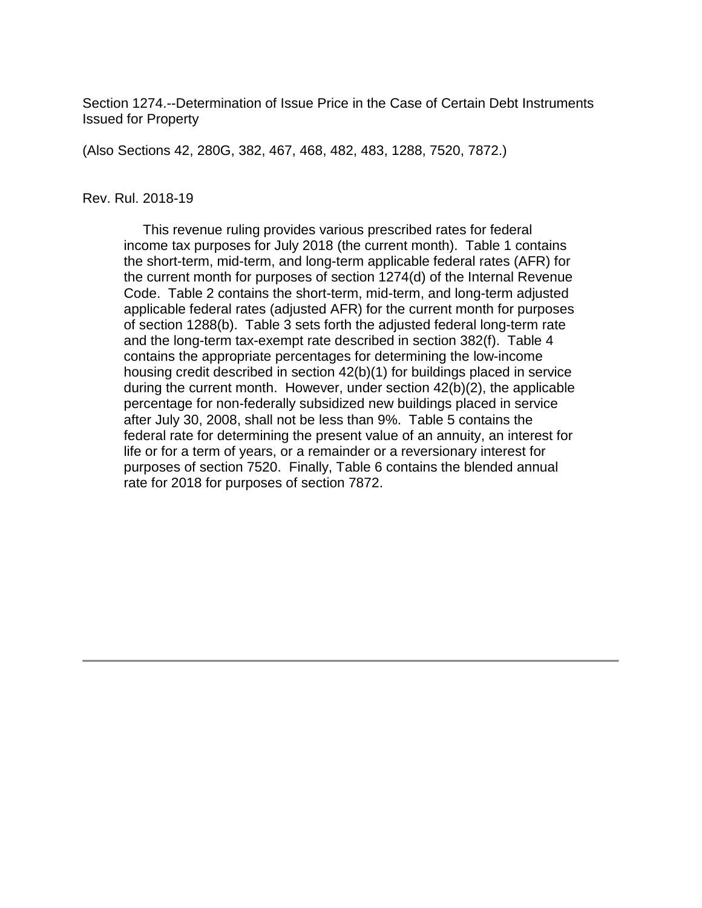Section 1274.--Determination of Issue Price in the Case of Certain Debt Instruments Issued for Property

(Also Sections 42, 280G, 382, 467, 468, 482, 483, 1288, 7520, 7872.)

Rev. Rul. 2018-19

This revenue ruling provides various prescribed rates for federal income tax purposes for July 2018 (the current month). Table 1 contains the short-term, mid-term, and long-term applicable federal rates (AFR) for the current month for purposes of section 1274(d) of the Internal Revenue Code. Table 2 contains the short-term, mid-term, and long-term adjusted applicable federal rates (adjusted AFR) for the current month for purposes of section 1288(b). Table 3 sets forth the adjusted federal long-term rate and the long-term tax-exempt rate described in section 382(f). Table 4 contains the appropriate percentages for determining the low-income housing credit described in section 42(b)(1) for buildings placed in service during the current month. However, under section 42(b)(2), the applicable percentage for non-federally subsidized new buildings placed in service after July 30, 2008, shall not be less than 9%. Table 5 contains the federal rate for determining the present value of an annuity, an interest for life or for a term of years, or a remainder or a reversionary interest for purposes of section 7520. Finally, Table 6 contains the blended annual rate for 2018 for purposes of section 7872.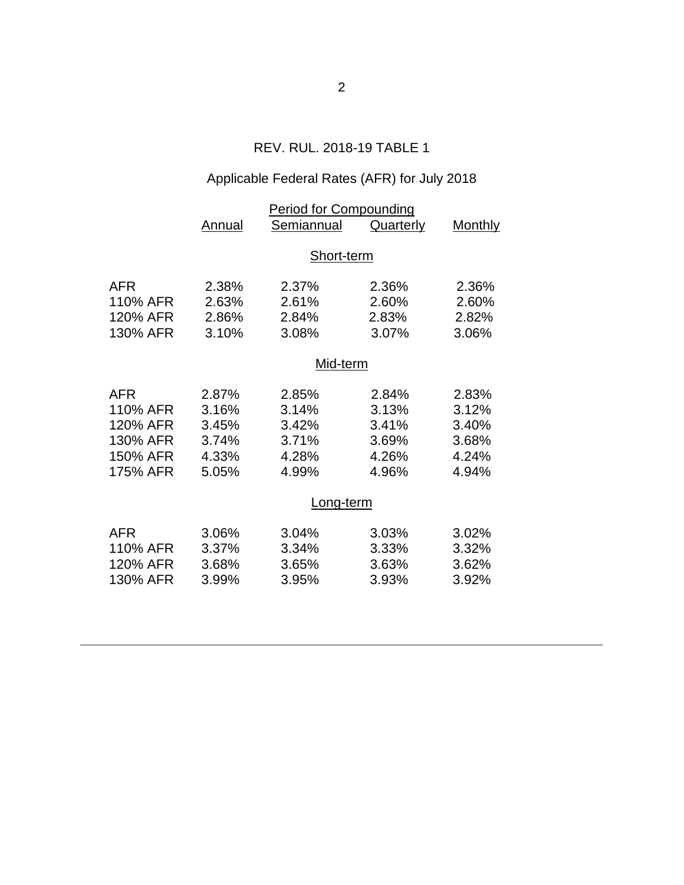REV. RUL. 2018-19 TABLE 1

Applicable Federal Rates (AFR) for July 2018

| | Period for Compounding | | | |
|---|---|---|---|---|
| | Annual | Semiannual | Quarterly | Monthly |
| **Short-term** | | | | |
| AFR | 2.38% | 2.37% | 2.36% | 2.36% |
| 110% AFR | 2.63% | 2.61% | 2.60% | 2.60% |
| 120% AFR | 2.86% | 2.84% | 2.83% | 2.82% |
| 130% AFR | 3.10% | 3.08% | 3.07% | 3.06% |
| **Mid-term** | | | | |
| AFR | 2.87% | 2.85% | 2.84% | 2.83% |
| 110% AFR | 3.16% | 3.14% | 3.13% | 3.12% |
| 120% AFR | 3.45% | 3.42% | 3.41% | 3.40% |
| 130% AFR | 3.74% | 3.71% | 3.69% | 3.68% |
| 150% AFR | 4.33% | 4.28% | 4.26% | 4.24% |
| 175% AFR | 5.05% | 4.99% | 4.96% | 4.94% |
| **Long-term** | | | | |
| AFR | 3.06% | 3.04% | 3.03% | 3.02% |
| 110% AFR | 3.37% | 3.34% | 3.33% | 3.32% |
| 120% AFR | 3.68% | 3.65% | 3.63% | 3.62% |
| 130% AFR | 3.99% | 3.95% | 3.93% | 3.92% |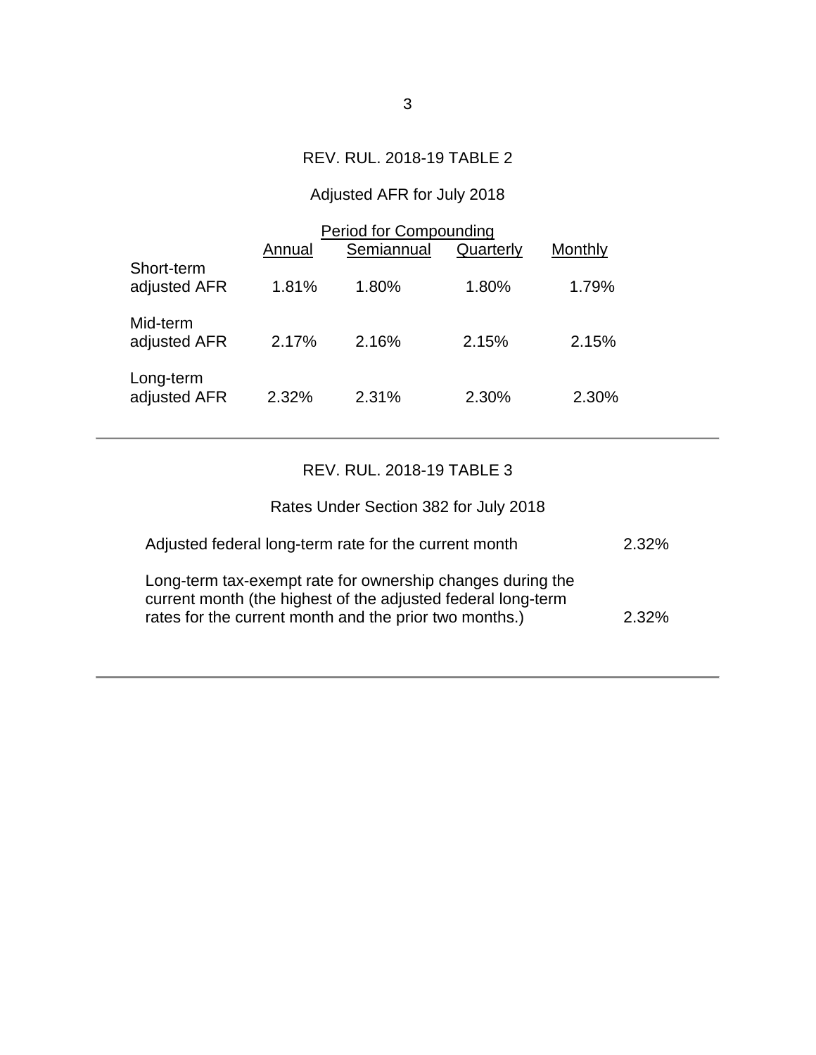## REV. RUL. 2018-19 TABLE 2

### Adjusted AFR for July 2018

| | Period for Compounding | | | |
|---|---|---|---|---|
| | Annual | Semiannual | Quarterly | Monthly |
| Short-term adjusted AFR | 1.81% | 1.80% | 1.80% | 1.79% |
| Mid-term adjusted AFR | 2.17% | 2.16% | 2.15% | 2.15% |
| Long-term adjusted AFR | 2.32% | 2.31% | 2.30% | 2.30% |

---

## REV. RUL. 2018-19 TABLE 3

### Rates Under Section 382 for July 2018

| | |
|---|---|
| Adjusted federal long-term rate for the current month | 2.32% |
| Long-term tax-exempt rate for ownership changes during the current month (the highest of the adjusted federal long-term rates for the current month and the prior two months.) | 2.32% |

---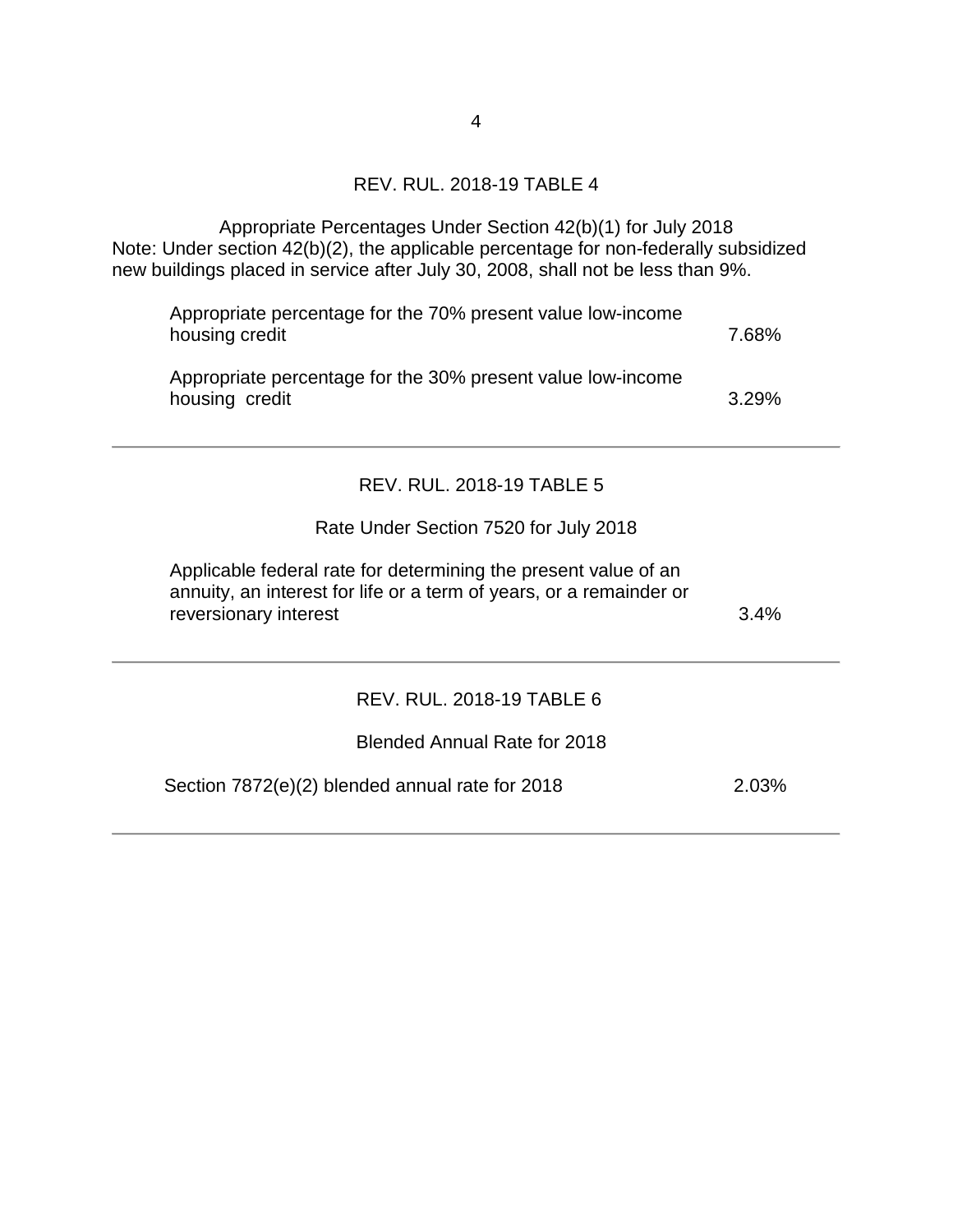## REV. RUL. 2018-19 TABLE 4

Appropriate Percentages Under Section 42(b)(1) for July 2018

Note: Under section 42(b)(2), the applicable percentage for non-federally subsidized new buildings placed in service after July 30, 2008, shall not be less than 9%.

| | |
|---|---|
| Appropriate percentage for the 70% present value low-income housing credit | 7.68% |
| Appropriate percentage for the 30% present value low-income housing credit | 3.29% |

---

## REV. RUL. 2018-19 TABLE 5

Rate Under Section 7520 for July 2018

| | |
|---|---|
| Applicable federal rate for determining the present value of an annuity, an interest for life or a term of years, or a remainder or reversionary interest | 3.4% |

---

## REV. RUL. 2018-19 TABLE 6

Blended Annual Rate for 2018

| | |
|---|---|
| Section 7872(e)(2) blended annual rate for 2018 | 2.03% |

---